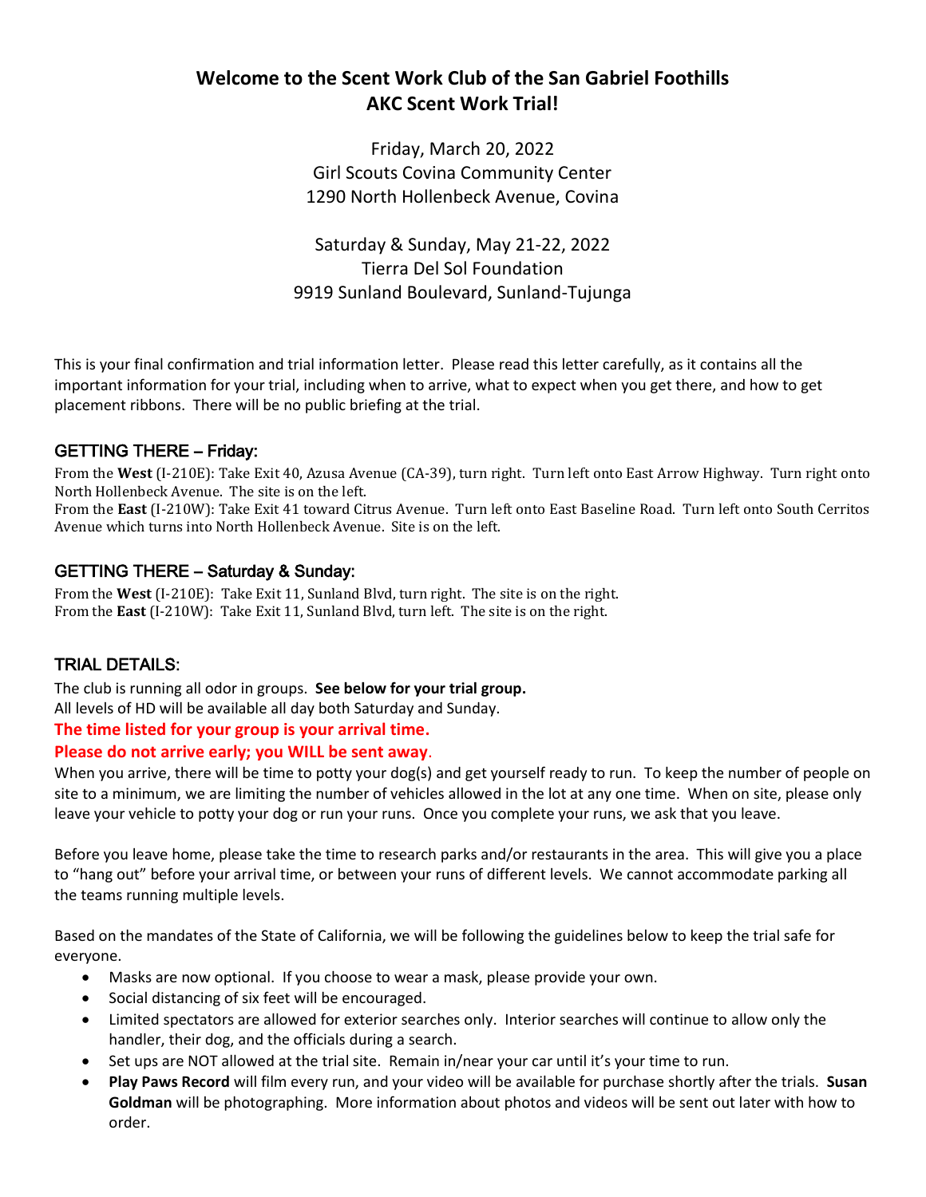# Welcome to the Scent Work Club of the San Gabriel Foothills
# AKC Scent Work Trial!

Friday, March 20, 2022
Girl Scouts Covina Community Center
1290 North Hollenbeck Avenue, Covina

Saturday & Sunday, May 21-22, 2022
Tierra Del Sol Foundation
9919 Sunland Boulevard, Sunland-Tujunga

This is your final confirmation and trial information letter. Please read this letter carefully, as it contains all the important information for your trial, including when to arrive, what to expect when you get there, and how to get placement ribbons. There will be no public briefing at the trial.

## GETTING THERE – Friday:

From the **West** (I-210E): Take Exit 40, Azusa Avenue (CA-39), turn right. Turn left onto East Arrow Highway. Turn right onto North Hollenbeck Avenue. The site is on the left.
From the **East** (I-210W): Take Exit 41 toward Citrus Avenue. Turn left onto East Baseline Road. Turn left onto South Cerritos Avenue which turns into North Hollenbeck Avenue. Site is on the left.

## GETTING THERE – Saturday & Sunday:

From the **West** (I-210E): Take Exit 11, Sunland Blvd, turn right. The site is on the right.
From the **East** (I-210W): Take Exit 11, Sunland Blvd, turn left. The site is on the right.

## TRIAL DETAILS:

The club is running all odor in groups. **See below for your trial group.**
All levels of HD will be available all day both Saturday and Sunday.
**The time listed for your group is your arrival time.**
**Please do not arrive early; you WILL be sent away.**
When you arrive, there will be time to potty your dog(s) and get yourself ready to run. To keep the number of people on site to a minimum, we are limiting the number of vehicles allowed in the lot at any one time. When on site, please only leave your vehicle to potty your dog or run your runs. Once you complete your runs, we ask that you leave.

Before you leave home, please take the time to research parks and/or restaurants in the area. This will give you a place to "hang out" before your arrival time, or between your runs of different levels. We cannot accommodate parking all the teams running multiple levels.

Based on the mandates of the State of California, we will be following the guidelines below to keep the trial safe for everyone.

- Masks are now optional. If you choose to wear a mask, please provide your own.
- Social distancing of six feet will be encouraged.
- Limited spectators are allowed for exterior searches only. Interior searches will continue to allow only the handler, their dog, and the officials during a search.
- Set ups are NOT allowed at the trial site. Remain in/near your car until it's your time to run.
- **Play Paws Record** will film every run, and your video will be available for purchase shortly after the trials. **Susan Goldman** will be photographing. More information about photos and videos will be sent out later with how to order.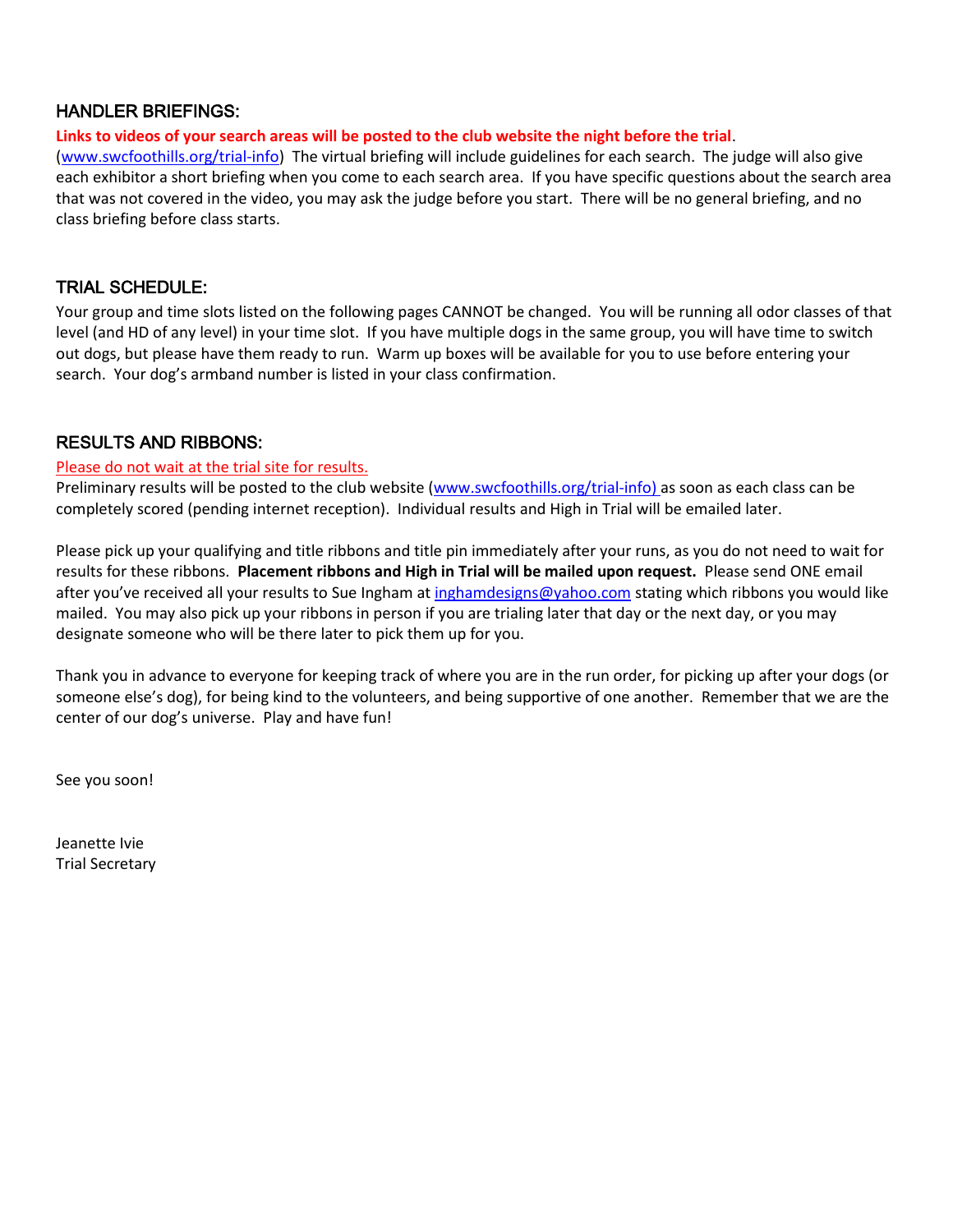## HANDLER BRIEFINGS:

**Links to videos of your search areas will be posted to the club website the night before the trial**.
(www.swcfoothills.org/trial-info) The virtual briefing will include guidelines for each search. The judge will also give each exhibitor a short briefing when you come to each search area. If you have specific questions about the search area that was not covered in the video, you may ask the judge before you start. There will be no general briefing, and no class briefing before class starts.

## TRIAL SCHEDULE:

Your group and time slots listed on the following pages CANNOT be changed. You will be running all odor classes of that level (and HD of any level) in your time slot. If you have multiple dogs in the same group, you will have time to switch out dogs, but please have them ready to run. Warm up boxes will be available for you to use before entering your search. Your dog's armband number is listed in your class confirmation.

## RESULTS AND RIBBONS:

Please do not wait at the trial site for results.
Preliminary results will be posted to the club website (www.swcfoothills.org/trial-info) as soon as each class can be completely scored (pending internet reception). Individual results and High in Trial will be emailed later.

Please pick up your qualifying and title ribbons and title pin immediately after your runs, as you do not need to wait for results for these ribbons. **Placement ribbons and High in Trial will be mailed upon request.** Please send ONE email after you've received all your results to Sue Ingham at inghamdesigns@yahoo.com stating which ribbons you would like mailed. You may also pick up your ribbons in person if you are trialing later that day or the next day, or you may designate someone who will be there later to pick them up for you.

Thank you in advance to everyone for keeping track of where you are in the run order, for picking up after your dogs (or someone else's dog), for being kind to the volunteers, and being supportive of one another. Remember that we are the center of our dog's universe. Play and have fun!

See you soon!

Jeanette Ivie
Trial Secretary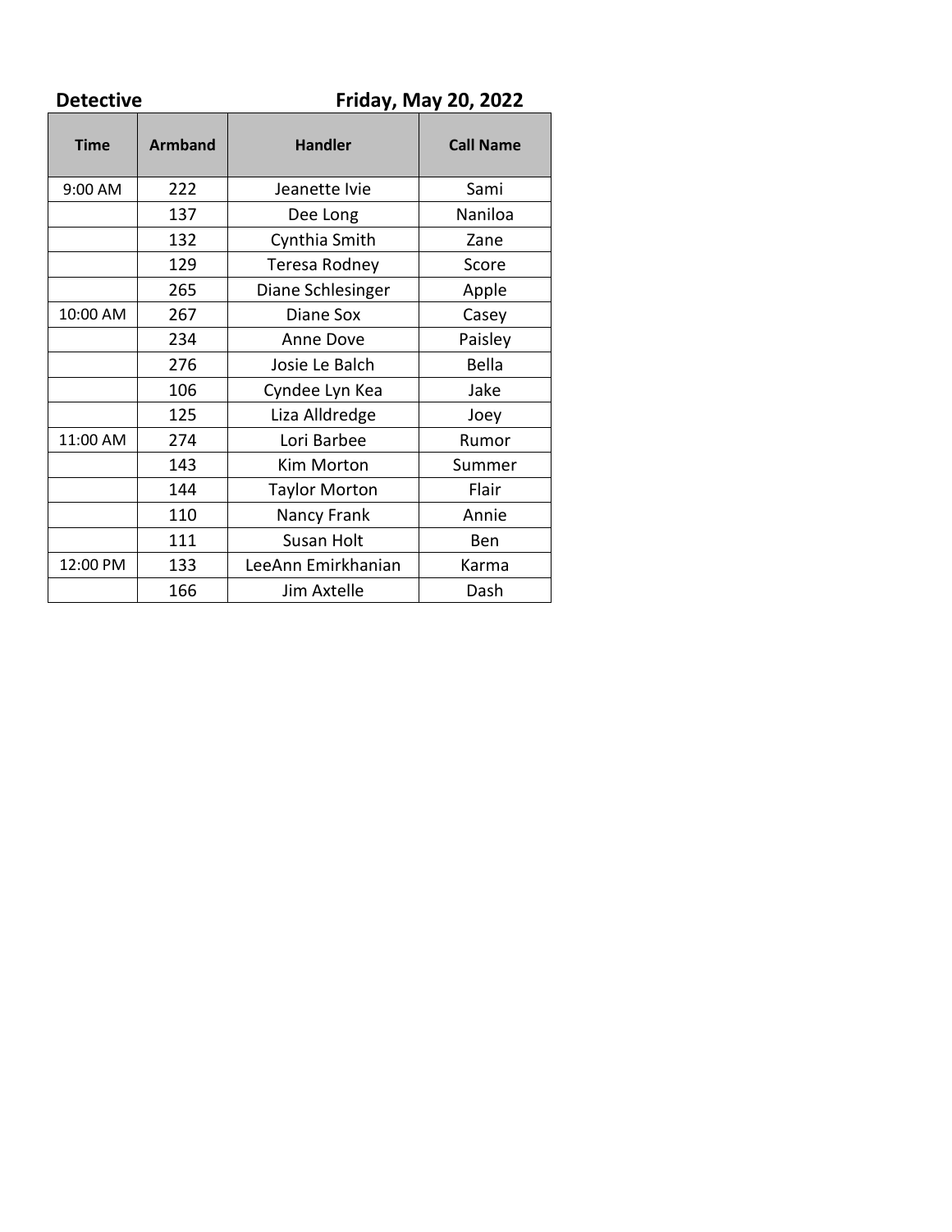**Detective** **Friday, May 20, 2022**

| Time | Armband | Handler | Call Name |
|---|---|---|---|
| 9:00 AM | 222 | Jeanette Ivie | Sami |
| | 137 | Dee Long | Naniloa |
| | 132 | Cynthia Smith | Zane |
| | 129 | Teresa Rodney | Score |
| | 265 | Diane Schlesinger | Apple |
| 10:00 AM | 267 | Diane Sox | Casey |
| | 234 | Anne Dove | Paisley |
| | 276 | Josie Le Balch | Bella |
| | 106 | Cyndee Lyn Kea | Jake |
| | 125 | Liza Alldredge | Joey |
| 11:00 AM | 274 | Lori Barbee | Rumor |
| | 143 | Kim Morton | Summer |
| | 144 | Taylor Morton | Flair |
| | 110 | Nancy Frank | Annie |
| | 111 | Susan Holt | Ben |
| 12:00 PM | 133 | LeeAnn Emirkhanian | Karma |
| | 166 | Jim Axtelle | Dash |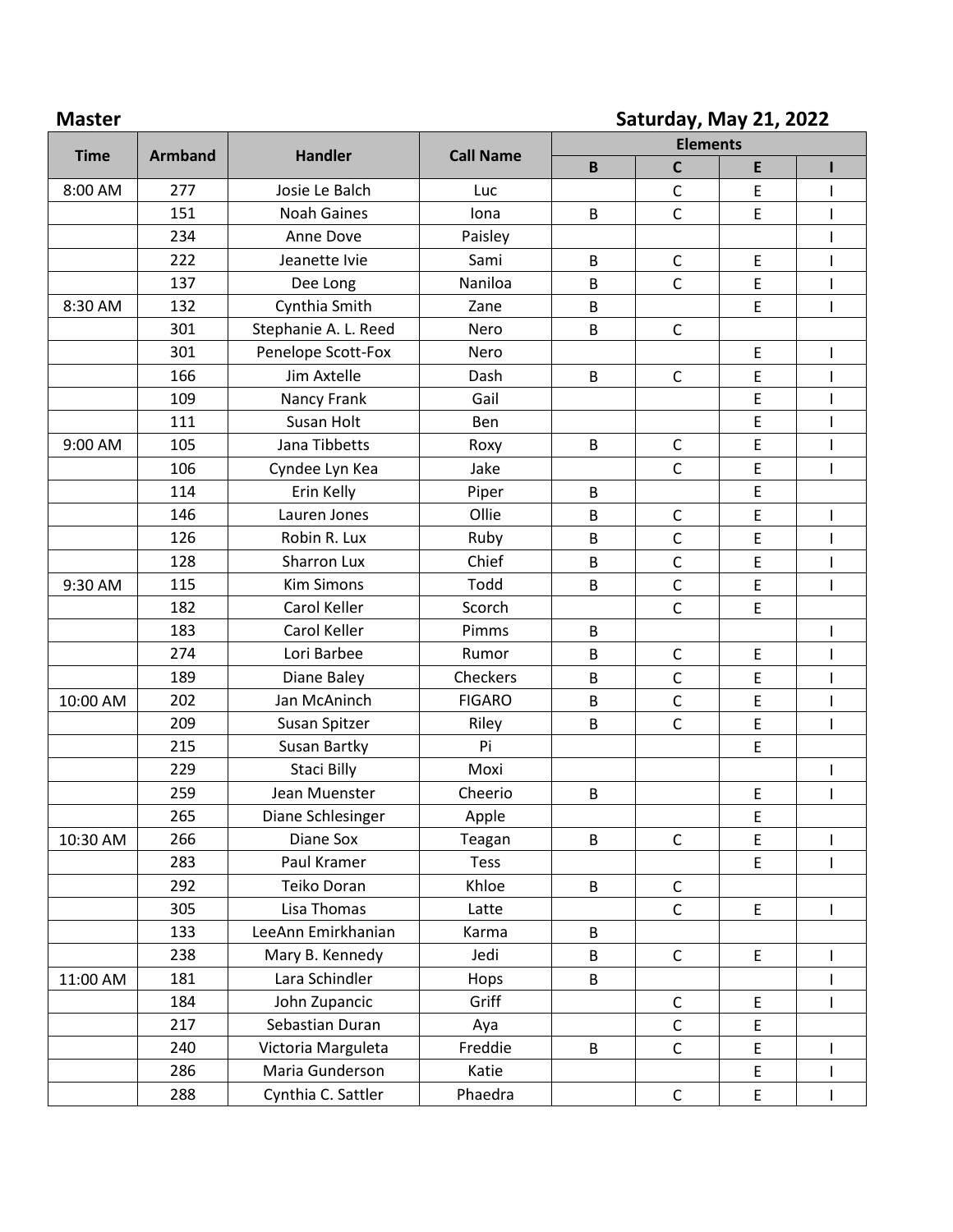**Master** **Saturday, May 21, 2022**

| Time | Armband | Handler | Call Name | Elements | | | |
|---|---|---|---|---|---|---|---|
| | | | | B | C | E | I |
| 8:00 AM | 277 | Josie Le Balch | Luc | | C | E | I |
| | 151 | Noah Gaines | Iona | B | C | E | I |
| | 234 | Anne Dove | Paisley | | | | I |
| | 222 | Jeanette Ivie | Sami | B | C | E | I |
| | 137 | Dee Long | Naniloa | B | C | E | I |
| 8:30 AM | 132 | Cynthia Smith | Zane | B | | E | I |
| | 301 | Stephanie A. L. Reed | Nero | B | C | | |
| | 301 | Penelope Scott-Fox | Nero | | | E | I |
| | 166 | Jim Axtelle | Dash | B | C | E | I |
| | 109 | Nancy Frank | Gail | | | E | I |
| | 111 | Susan Holt | Ben | | | E | I |
| 9:00 AM | 105 | Jana Tibbetts | Roxy | B | C | E | I |
| | 106 | Cyndee Lyn Kea | Jake | | C | E | I |
| | 114 | Erin Kelly | Piper | B | | E | |
| | 146 | Lauren Jones | Ollie | B | C | E | I |
| | 126 | Robin R. Lux | Ruby | B | C | E | I |
| | 128 | Sharron Lux | Chief | B | C | E | I |
| 9:30 AM | 115 | Kim Simons | Todd | B | C | E | I |
| | 182 | Carol Keller | Scorch | | C | E | |
| | 183 | Carol Keller | Pimms | B | | | I |
| | 274 | Lori Barbee | Rumor | B | C | E | I |
| | 189 | Diane Baley | Checkers | B | C | E | I |
| 10:00 AM | 202 | Jan McAninch | FIGARO | B | C | E | I |
| | 209 | Susan Spitzer | Riley | B | C | E | I |
| | 215 | Susan Bartky | Pi | | | E | |
| | 229 | Staci Billy | Moxi | | | | I |
| | 259 | Jean Muenster | Cheerio | B | | E | I |
| | 265 | Diane Schlesinger | Apple | | | E | |
| 10:30 AM | 266 | Diane Sox | Teagan | B | C | E | I |
| | 283 | Paul Kramer | Tess | | | E | I |
| | 292 | Teiko Doran | Khloe | B | C | | |
| | 305 | Lisa Thomas | Latte | | C | E | I |
| | 133 | LeeAnn Emirkhanian | Karma | B | | | |
| | 238 | Mary B. Kennedy | Jedi | B | C | E | I |
| 11:00 AM | 181 | Lara Schindler | Hops | B | | | I |
| | 184 | John Zupancic | Griff | | C | E | I |
| | 217 | Sebastian Duran | Aya | | C | E | |
| | 240 | Victoria Marguleta | Freddie | B | C | E | I |
| | 286 | Maria Gunderson | Katie | | | E | I |
| | 288 | Cynthia C. Sattler | Phaedra | | C | E | I |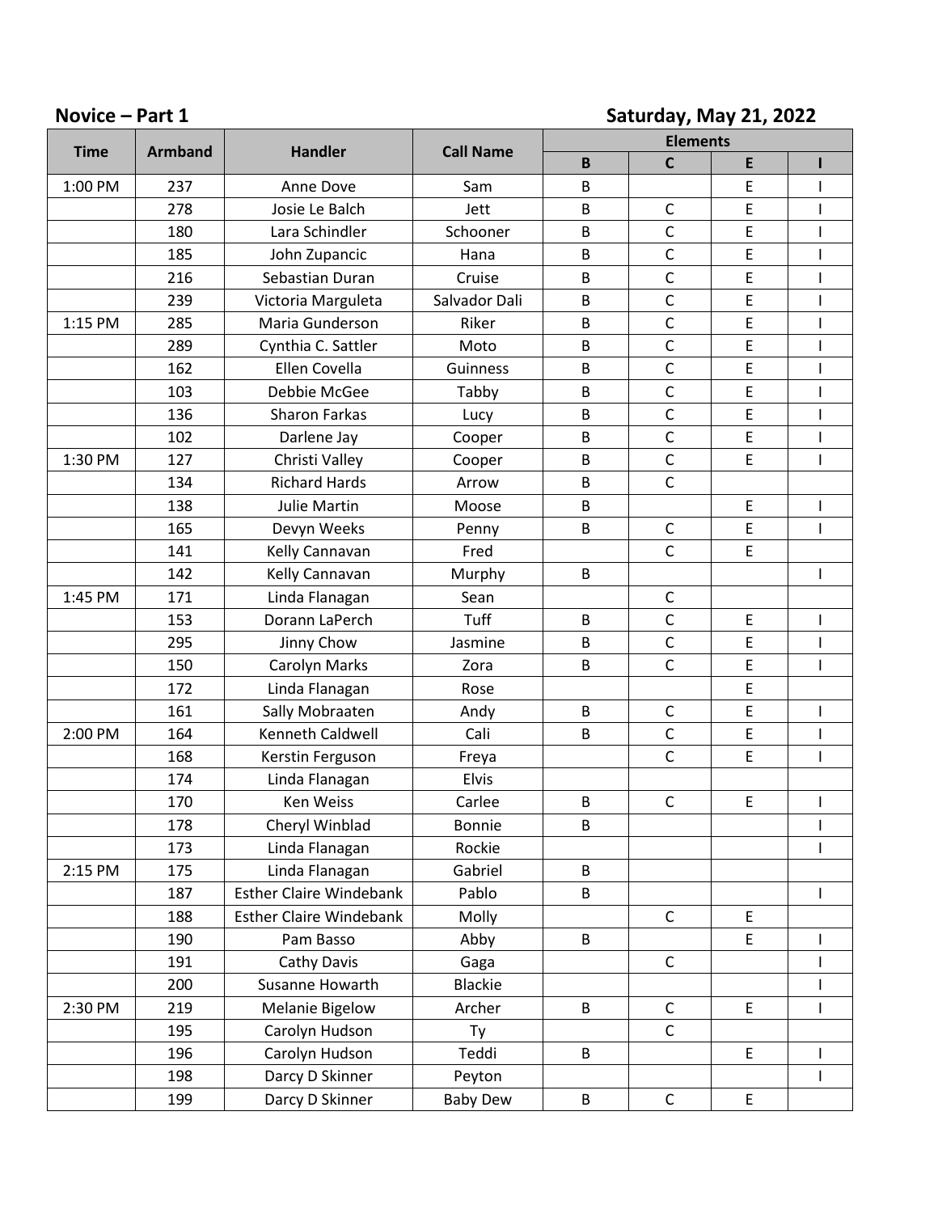**Novice – Part 1** **Saturday, May 21, 2022**

| Time | Armband | Handler | Call Name | Elements | | | |
|---|---|---|---|---|---|---|---|
| | | | | B | C | E | I |
| 1:00 PM | 237 | Anne Dove | Sam | B | | E | I |
| | 278 | Josie Le Balch | Jett | B | C | E | I |
| | 180 | Lara Schindler | Schooner | B | C | E | I |
| | 185 | John Zupancic | Hana | B | C | E | I |
| | 216 | Sebastian Duran | Cruise | B | C | E | I |
| | 239 | Victoria Marguleta | Salvador Dali | B | C | E | I |
| 1:15 PM | 285 | Maria Gunderson | Riker | B | C | E | I |
| | 289 | Cynthia C. Sattler | Moto | B | C | E | I |
| | 162 | Ellen Covella | Guinness | B | C | E | I |
| | 103 | Debbie McGee | Tabby | B | C | E | I |
| | 136 | Sharon Farkas | Lucy | B | C | E | I |
| | 102 | Darlene Jay | Cooper | B | C | E | I |
| 1:30 PM | 127 | Christi Valley | Cooper | B | C | E | I |
| | 134 | Richard Hards | Arrow | B | C | | |
| | 138 | Julie Martin | Moose | B | | E | I |
| | 165 | Devyn Weeks | Penny | B | C | E | I |
| | 141 | Kelly Cannavan | Fred | | C | E | |
| | 142 | Kelly Cannavan | Murphy | B | | | I |
| 1:45 PM | 171 | Linda Flanagan | Sean | | C | | |
| | 153 | Dorann LaPerch | Tuff | B | C | E | I |
| | 295 | Jinny Chow | Jasmine | B | C | E | I |
| | 150 | Carolyn Marks | Zora | B | C | E | I |
| | 172 | Linda Flanagan | Rose | | | E | |
| | 161 | Sally Mobraaten | Andy | B | C | E | I |
| 2:00 PM | 164 | Kenneth Caldwell | Cali | B | C | E | I |
| | 168 | Kerstin Ferguson | Freya | | C | E | I |
| | 174 | Linda Flanagan | Elvis | | | | |
| | 170 | Ken Weiss | Carlee | B | C | E | I |
| | 178 | Cheryl Winblad | Bonnie | B | | | I |
| | 173 | Linda Flanagan | Rockie | | | | I |
| 2:15 PM | 175 | Linda Flanagan | Gabriel | B | | | |
| | 187 | Esther Claire Windebank | Pablo | B | | | I |
| | 188 | Esther Claire Windebank | Molly | | C | E | |
| | 190 | Pam Basso | Abby | B | | E | I |
| | 191 | Cathy Davis | Gaga | | C | | I |
| | 200 | Susanne Howarth | Blackie | | | | I |
| 2:30 PM | 219 | Melanie Bigelow | Archer | B | C | E | I |
| | 195 | Carolyn Hudson | Ty | | C | | |
| | 196 | Carolyn Hudson | Teddi | B | | E | I |
| | 198 | Darcy D Skinner | Peyton | | | | I |
| | 199 | Darcy D Skinner | Baby Dew | B | C | E | |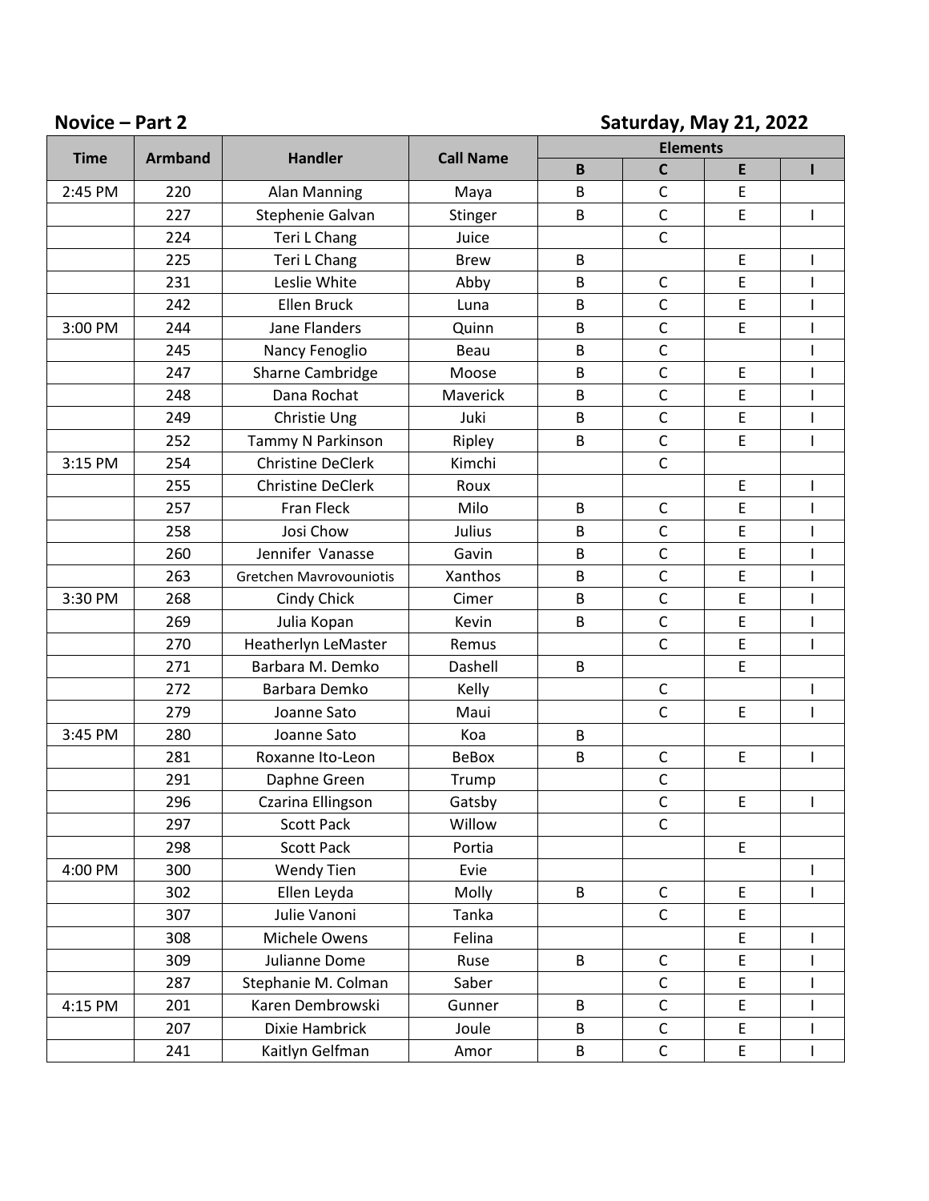**Novice – Part 2** **Saturday, May 21, 2022**

| Time | Armband | Handler | Call Name | Elements | | | |
|---|---|---|---|---|---|---|---|
| | | | | B | C | E | I |
| 2:45 PM | 220 | Alan Manning | Maya | B | C | E | |
| | 227 | Stephenie Galvan | Stinger | B | C | E | I |
| | 224 | Teri L Chang | Juice | | C | | |
| | 225 | Teri L Chang | Brew | B | | E | I |
| | 231 | Leslie White | Abby | B | C | E | I |
| | 242 | Ellen Bruck | Luna | B | C | E | I |
| 3:00 PM | 244 | Jane Flanders | Quinn | B | C | E | I |
| | 245 | Nancy Fenoglio | Beau | B | C | | I |
| | 247 | Sharne Cambridge | Moose | B | C | E | I |
| | 248 | Dana Rochat | Maverick | B | C | E | I |
| | 249 | Christie Ung | Juki | B | C | E | I |
| | 252 | Tammy N Parkinson | Ripley | B | C | E | I |
| 3:15 PM | 254 | Christine DeClerk | Kimchi | | C | | |
| | 255 | Christine DeClerk | Roux | | | E | I |
| | 257 | Fran Fleck | Milo | B | C | E | I |
| | 258 | Josi Chow | Julius | B | C | E | I |
| | 260 | Jennifer Vanasse | Gavin | B | C | E | I |
| | 263 | Gretchen Mavrovouniotis | Xanthos | B | C | E | I |
| 3:30 PM | 268 | Cindy Chick | Cimer | B | C | E | I |
| | 269 | Julia Kopan | Kevin | B | C | E | I |
| | 270 | Heatherlyn LeMaster | Remus | | C | E | I |
| | 271 | Barbara M. Demko | Dashell | B | | E | |
| | 272 | Barbara Demko | Kelly | | C | | I |
| | 279 | Joanne Sato | Maui | | C | E | I |
| 3:45 PM | 280 | Joanne Sato | Koa | B | | | |
| | 281 | Roxanne Ito-Leon | BeBox | B | C | E | I |
| | 291 | Daphne Green | Trump | | C | | |
| | 296 | Czarina Ellingson | Gatsby | | C | E | I |
| | 297 | Scott Pack | Willow | | C | | |
| | 298 | Scott Pack | Portia | | | E | |
| 4:00 PM | 300 | Wendy Tien | Evie | | | | I |
| | 302 | Ellen Leyda | Molly | B | C | E | I |
| | 307 | Julie Vanoni | Tanka | | C | E | |
| | 308 | Michele Owens | Felina | | | E | I |
| | 309 | Julianne Dome | Ruse | B | C | E | I |
| | 287 | Stephanie M. Colman | Saber | | C | E | I |
| 4:15 PM | 201 | Karen Dembrowski | Gunner | B | C | E | I |
| | 207 | Dixie Hambrick | Joule | B | C | E | I |
| | 241 | Kaitlyn Gelfman | Amor | B | C | E | I |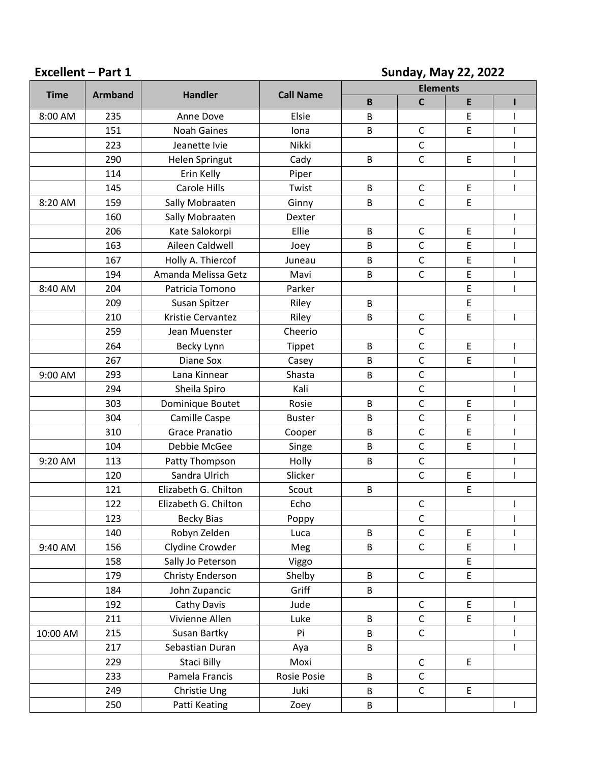**Excellent – Part 1** **Sunday, May 22, 2022**

| Time | Armband | Handler | Call Name | Elements | | | |
|---|---|---|---|---|---|---|---|
| | | | | B | C | E | I |
| 8:00 AM | 235 | Anne Dove | Elsie | B | | E | I |
| | 151 | Noah Gaines | Iona | B | C | E | I |
| | 223 | Jeanette Ivie | Nikki | | C | | I |
| | 290 | Helen Springut | Cady | B | C | E | I |
| | 114 | Erin Kelly | Piper | | | | I |
| | 145 | Carole Hills | Twist | B | C | E | I |
| 8:20 AM | 159 | Sally Mobraaten | Ginny | B | C | E | |
| | 160 | Sally Mobraaten | Dexter | | | | I |
| | 206 | Kate Salokorpi | Ellie | B | C | E | I |
| | 163 | Aileen Caldwell | Joey | B | C | E | I |
| | 167 | Holly A. Thiercof | Juneau | B | C | E | I |
| | 194 | Amanda Melissa Getz | Mavi | B | C | E | I |
| 8:40 AM | 204 | Patricia Tomono | Parker | | | E | I |
| | 209 | Susan Spitzer | Riley | B | | E | |
| | 210 | Kristie Cervantez | Riley | B | C | E | I |
| | 259 | Jean Muenster | Cheerio | | C | | |
| | 264 | Becky Lynn | Tippet | B | C | E | I |
| | 267 | Diane Sox | Casey | B | C | E | I |
| 9:00 AM | 293 | Lana Kinnear | Shasta | B | C | | I |
| | 294 | Sheila Spiro | Kali | | C | | I |
| | 303 | Dominique Boutet | Rosie | B | C | E | I |
| | 304 | Camille Caspe | Buster | B | C | E | I |
| | 310 | Grace Pranatio | Cooper | B | C | E | I |
| | 104 | Debbie McGee | Singe | B | C | E | I |
| 9:20 AM | 113 | Patty Thompson | Holly | B | C | | I |
| | 120 | Sandra Ulrich | Slicker | | C | E | I |
| | 121 | Elizabeth G. Chilton | Scout | B | | E | |
| | 122 | Elizabeth G. Chilton | Echo | | C | | I |
| | 123 | Becky Bias | Poppy | | C | | I |
| | 140 | Robyn Zelden | Luca | B | C | E | I |
| 9:40 AM | 156 | Clydine Crowder | Meg | B | C | E | I |
| | 158 | Sally Jo Peterson | Viggo | | | E | |
| | 179 | Christy Enderson | Shelby | B | C | E | |
| | 184 | John Zupancic | Griff | B | | | |
| | 192 | Cathy Davis | Jude | | C | E | I |
| | 211 | Vivienne Allen | Luke | B | C | E | I |
| 10:00 AM | 215 | Susan Bartky | Pi | B | C | | I |
| | 217 | Sebastian Duran | Aya | B | | | I |
| | 229 | Staci Billy | Moxi | | C | E | |
| | 233 | Pamela Francis | Rosie Posie | B | C | | |
| | 249 | Christie Ung | Juki | B | C | E | |
| | 250 | Patti Keating | Zoey | B | | | I |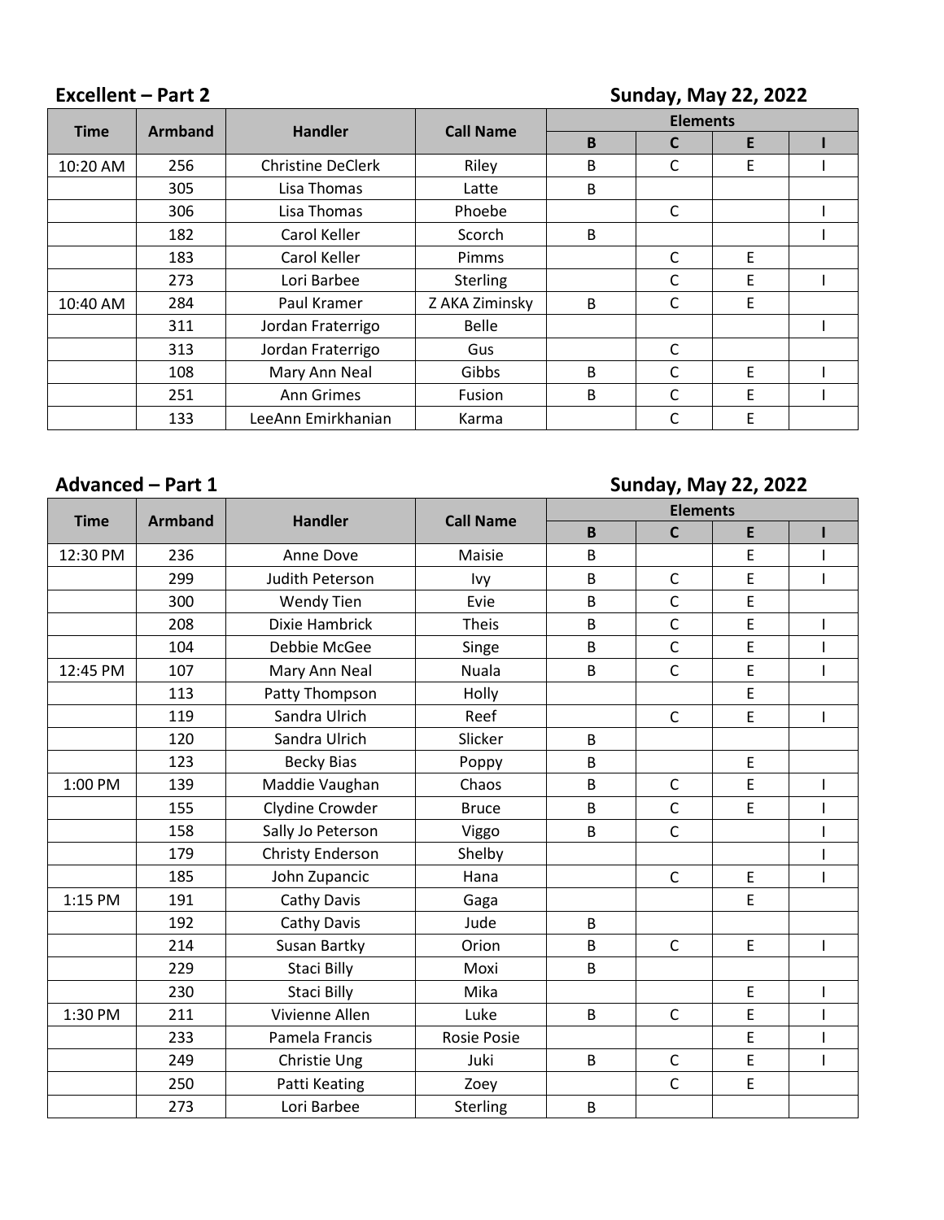## Excellent – Part 2 — Sunday, May 22, 2022

| Time | Armband | Handler | Call Name | Elements | | | |
|---|---|---|---|---|---|---|---|
| | | | | B | C | E | I |
| 10:20 AM | 256 | Christine DeClerk | Riley | B | C | E | I |
| | 305 | Lisa Thomas | Latte | B | | | |
| | 306 | Lisa Thomas | Phoebe | | C | | I |
| | 182 | Carol Keller | Scorch | B | | | I |
| | 183 | Carol Keller | Pimms | | C | E | |
| | 273 | Lori Barbee | Sterling | | C | E | I |
| 10:40 AM | 284 | Paul Kramer | Z AKA Ziminsky | B | C | E | |
| | 311 | Jordan Fraterrigo | Belle | | | | I |
| | 313 | Jordan Fraterrigo | Gus | | C | | |
| | 108 | Mary Ann Neal | Gibbs | B | C | E | I |
| | 251 | Ann Grimes | Fusion | B | C | E | I |
| | 133 | LeeAnn Emirkhanian | Karma | | C | E | |

## Advanced – Part 1 — Sunday, May 22, 2022

| Time | Armband | Handler | Call Name | Elements | | | |
|---|---|---|---|---|---|---|---|
| | | | | B | C | E | I |
| 12:30 PM | 236 | Anne Dove | Maisie | B | | E | I |
| | 299 | Judith Peterson | Ivy | B | C | E | I |
| | 300 | Wendy Tien | Evie | B | C | E | |
| | 208 | Dixie Hambrick | Theis | B | C | E | I |
| | 104 | Debbie McGee | Singe | B | C | E | I |
| 12:45 PM | 107 | Mary Ann Neal | Nuala | B | C | E | I |
| | 113 | Patty Thompson | Holly | | | E | |
| | 119 | Sandra Ulrich | Reef | | C | E | I |
| | 120 | Sandra Ulrich | Slicker | B | | | |
| | 123 | Becky Bias | Poppy | B | | E | |
| 1:00 PM | 139 | Maddie Vaughan | Chaos | B | C | E | I |
| | 155 | Clydine Crowder | Bruce | B | C | E | I |
| | 158 | Sally Jo Peterson | Viggo | B | C | | I |
| | 179 | Christy Enderson | Shelby | | | | I |
| | 185 | John Zupancic | Hana | | C | E | I |
| 1:15 PM | 191 | Cathy Davis | Gaga | | | E | |
| | 192 | Cathy Davis | Jude | B | | | |
| | 214 | Susan Bartky | Orion | B | C | E | I |
| | 229 | Staci Billy | Moxi | B | | | |
| | 230 | Staci Billy | Mika | | | E | I |
| 1:30 PM | 211 | Vivienne Allen | Luke | B | C | E | I |
| | 233 | Pamela Francis | Rosie Posie | | | E | I |
| | 249 | Christie Ung | Juki | B | C | E | I |
| | 250 | Patti Keating | Zoey | | C | E | |
| | 273 | Lori Barbee | Sterling | B | | | |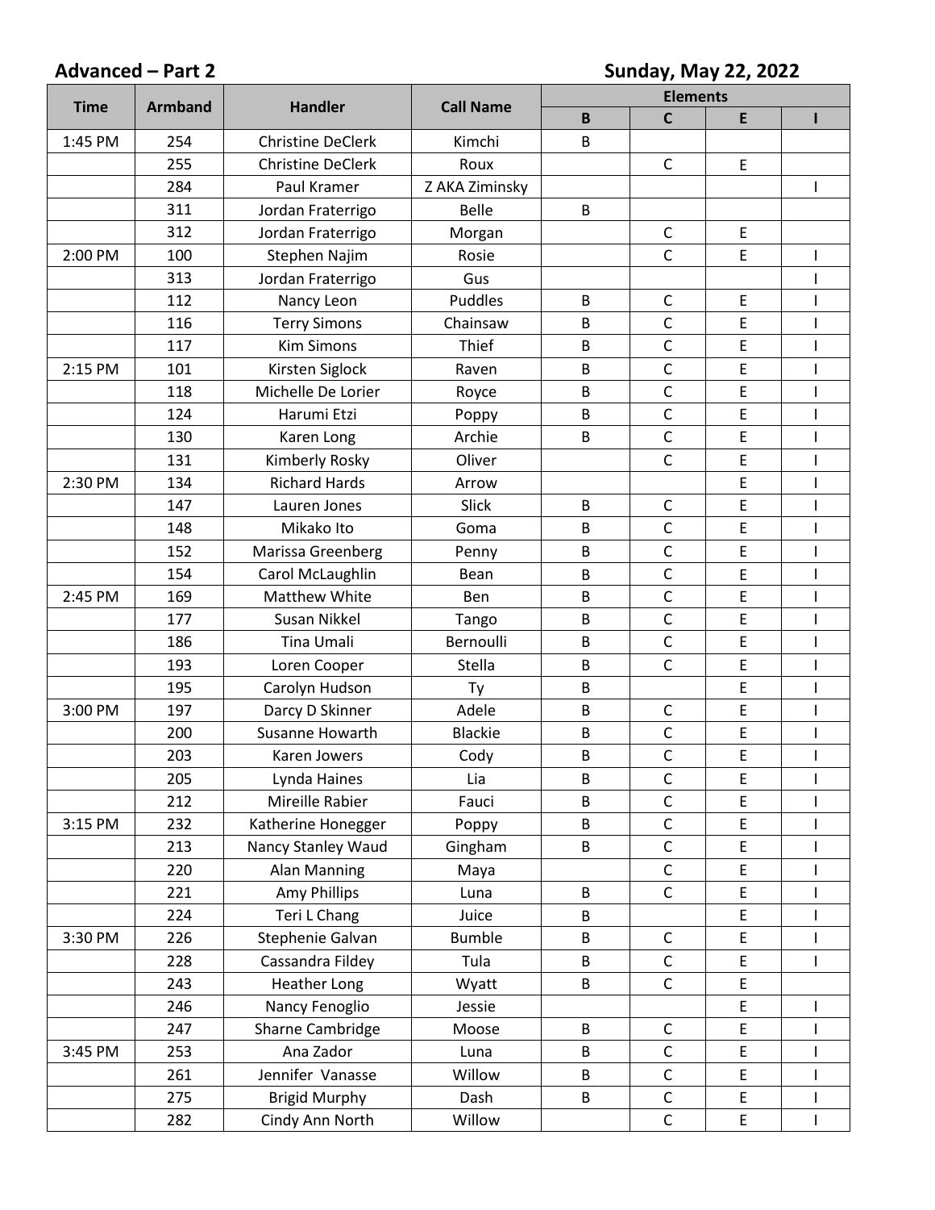**Advanced – Part 2** **Sunday, May 22, 2022**

| Time | Armband | Handler | Call Name | Elements | | | |
|---|---|---|---|---|---|---|---|
| | | | | B | C | E | I |
| 1:45 PM | 254 | Christine DeClerk | Kimchi | B | | | |
| | 255 | Christine DeClerk | Roux | | C | E | |
| | 284 | Paul Kramer | Z AKA Ziminsky | | | | I |
| | 311 | Jordan Fraterrigo | Belle | B | | | |
| | 312 | Jordan Fraterrigo | Morgan | | C | E | |
| 2:00 PM | 100 | Stephen Najim | Rosie | | C | E | I |
| | 313 | Jordan Fraterrigo | Gus | | | | I |
| | 112 | Nancy Leon | Puddles | B | C | E | I |
| | 116 | Terry Simons | Chainsaw | B | C | E | I |
| | 117 | Kim Simons | Thief | B | C | E | I |
| 2:15 PM | 101 | Kirsten Siglock | Raven | B | C | E | I |
| | 118 | Michelle De Lorier | Royce | B | C | E | I |
| | 124 | Harumi Etzi | Poppy | B | C | E | I |
| | 130 | Karen Long | Archie | B | C | E | I |
| | 131 | Kimberly Rosky | Oliver | | C | E | I |
| 2:30 PM | 134 | Richard Hards | Arrow | | | E | I |
| | 147 | Lauren Jones | Slick | B | C | E | I |
| | 148 | Mikako Ito | Goma | B | C | E | I |
| | 152 | Marissa Greenberg | Penny | B | C | E | I |
| | 154 | Carol McLaughlin | Bean | B | C | E | I |
| 2:45 PM | 169 | Matthew White | Ben | B | C | E | I |
| | 177 | Susan Nikkel | Tango | B | C | E | I |
| | 186 | Tina Umali | Bernoulli | B | C | E | I |
| | 193 | Loren Cooper | Stella | B | C | E | I |
| | 195 | Carolyn Hudson | Ty | B | | E | I |
| 3:00 PM | 197 | Darcy D Skinner | Adele | B | C | E | I |
| | 200 | Susanne Howarth | Blackie | B | C | E | I |
| | 203 | Karen Jowers | Cody | B | C | E | I |
| | 205 | Lynda Haines | Lia | B | C | E | I |
| | 212 | Mireille Rabier | Fauci | B | C | E | I |
| 3:15 PM | 232 | Katherine Honegger | Poppy | B | C | E | I |
| | 213 | Nancy Stanley Waud | Gingham | B | C | E | I |
| | 220 | Alan Manning | Maya | | C | E | I |
| | 221 | Amy Phillips | Luna | B | C | E | I |
| | 224 | Teri L Chang | Juice | B | | E | I |
| 3:30 PM | 226 | Stephenie Galvan | Bumble | B | C | E | I |
| | 228 | Cassandra Fildey | Tula | B | C | E | I |
| | 243 | Heather Long | Wyatt | B | C | E | |
| | 246 | Nancy Fenoglio | Jessie | | | E | I |
| | 247 | Sharne Cambridge | Moose | B | C | E | I |
| 3:45 PM | 253 | Ana Zador | Luna | B | C | E | I |
| | 261 | Jennifer Vanasse | Willow | B | C | E | I |
| | 275 | Brigid Murphy | Dash | B | C | E | I |
| | 282 | Cindy Ann North | Willow | | C | E | I |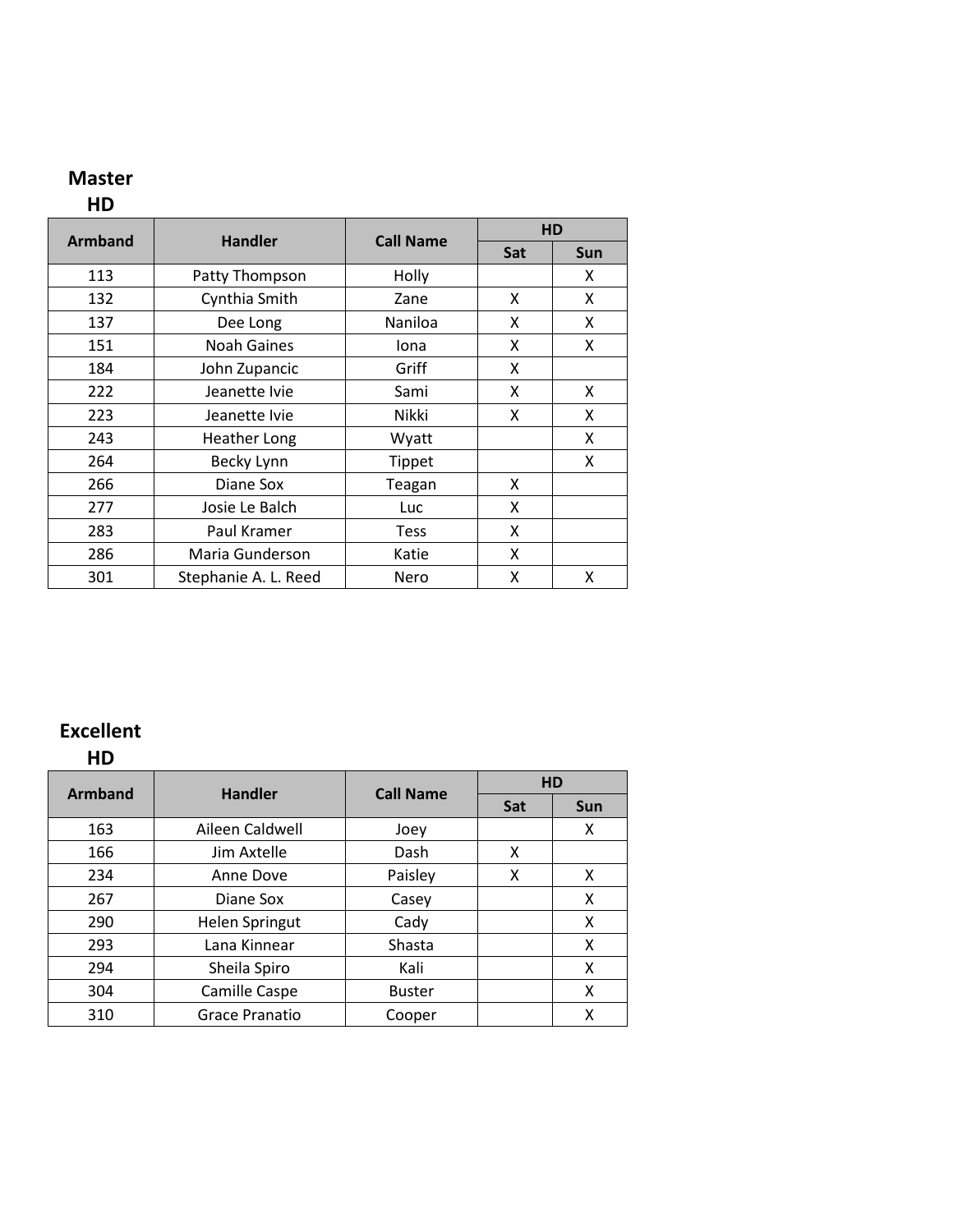**Master**
**HD**

| Armband | Handler | Call Name | HD | |
|---|---|---|---|---|
| | | | Sat | Sun |
| 113 | Patty Thompson | Holly | | X |
| 132 | Cynthia Smith | Zane | X | X |
| 137 | Dee Long | Naniloa | X | X |
| 151 | Noah Gaines | Iona | X | X |
| 184 | John Zupancic | Griff | X | |
| 222 | Jeanette Ivie | Sami | X | X |
| 223 | Jeanette Ivie | Nikki | X | X |
| 243 | Heather Long | Wyatt | | X |
| 264 | Becky Lynn | Tippet | | X |
| 266 | Diane Sox | Teagan | X | |
| 277 | Josie Le Balch | Luc | X | |
| 283 | Paul Kramer | Tess | X | |
| 286 | Maria Gunderson | Katie | X | |
| 301 | Stephanie A. L. Reed | Nero | X | X |

**Excellent**
**HD**

| Armband | Handler | Call Name | HD | |
|---|---|---|---|---|
| | | | Sat | Sun |
| 163 | Aileen Caldwell | Joey | | X |
| 166 | Jim Axtelle | Dash | X | |
| 234 | Anne Dove | Paisley | X | X |
| 267 | Diane Sox | Casey | | X |
| 290 | Helen Springut | Cady | | X |
| 293 | Lana Kinnear | Shasta | | X |
| 294 | Sheila Spiro | Kali | | X |
| 304 | Camille Caspe | Buster | | X |
| 310 | Grace Pranatio | Cooper | | X |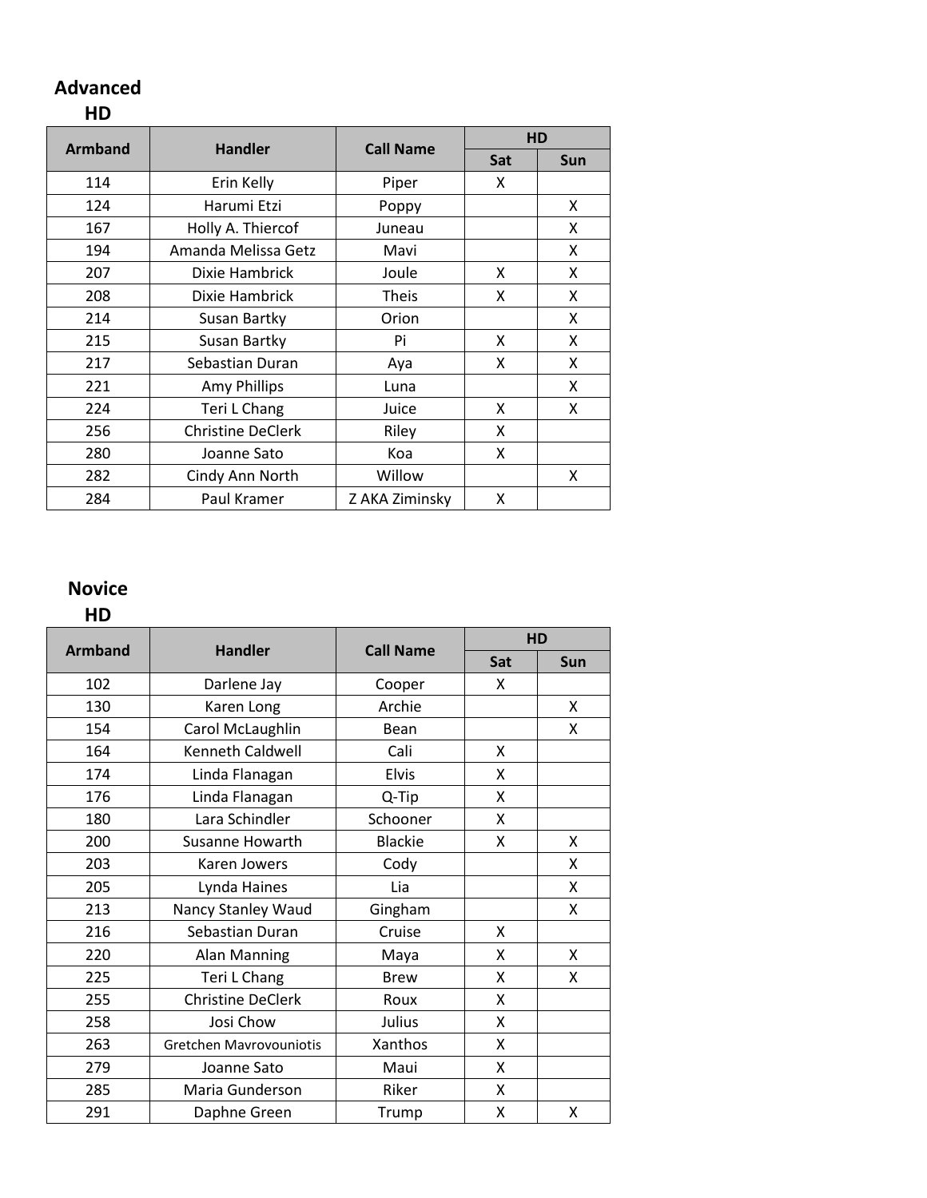## Advanced HD

| Armband | Handler | Call Name | HD | |
|---|---|---|---|---|
| | | | Sat | Sun |
| 114 | Erin Kelly | Piper | X | |
| 124 | Harumi Etzi | Poppy | | X |
| 167 | Holly A. Thiercof | Juneau | | X |
| 194 | Amanda Melissa Getz | Mavi | | X |
| 207 | Dixie Hambrick | Joule | X | X |
| 208 | Dixie Hambrick | Theis | X | X |
| 214 | Susan Bartky | Orion | | X |
| 215 | Susan Bartky | Pi | X | X |
| 217 | Sebastian Duran | Aya | X | X |
| 221 | Amy Phillips | Luna | | X |
| 224 | Teri L Chang | Juice | X | X |
| 256 | Christine DeClerk | Riley | X | |
| 280 | Joanne Sato | Koa | X | |
| 282 | Cindy Ann North | Willow | | X |
| 284 | Paul Kramer | Z AKA Ziminsky | X | |

## Novice HD

| Armband | Handler | Call Name | HD | |
|---|---|---|---|---|
| | | | Sat | Sun |
| 102 | Darlene Jay | Cooper | X | |
| 130 | Karen Long | Archie | | X |
| 154 | Carol McLaughlin | Bean | | X |
| 164 | Kenneth Caldwell | Cali | X | |
| 174 | Linda Flanagan | Elvis | X | |
| 176 | Linda Flanagan | Q-Tip | X | |
| 180 | Lara Schindler | Schooner | X | |
| 200 | Susanne Howarth | Blackie | X | X |
| 203 | Karen Jowers | Cody | | X |
| 205 | Lynda Haines | Lia | | X |
| 213 | Nancy Stanley Waud | Gingham | | X |
| 216 | Sebastian Duran | Cruise | X | |
| 220 | Alan Manning | Maya | X | X |
| 225 | Teri L Chang | Brew | X | X |
| 255 | Christine DeClerk | Roux | X | |
| 258 | Josi Chow | Julius | X | |
| 263 | Gretchen Mavrovouniotis | Xanthos | X | |
| 279 | Joanne Sato | Maui | X | |
| 285 | Maria Gunderson | Riker | X | |
| 291 | Daphne Green | Trump | X | X |